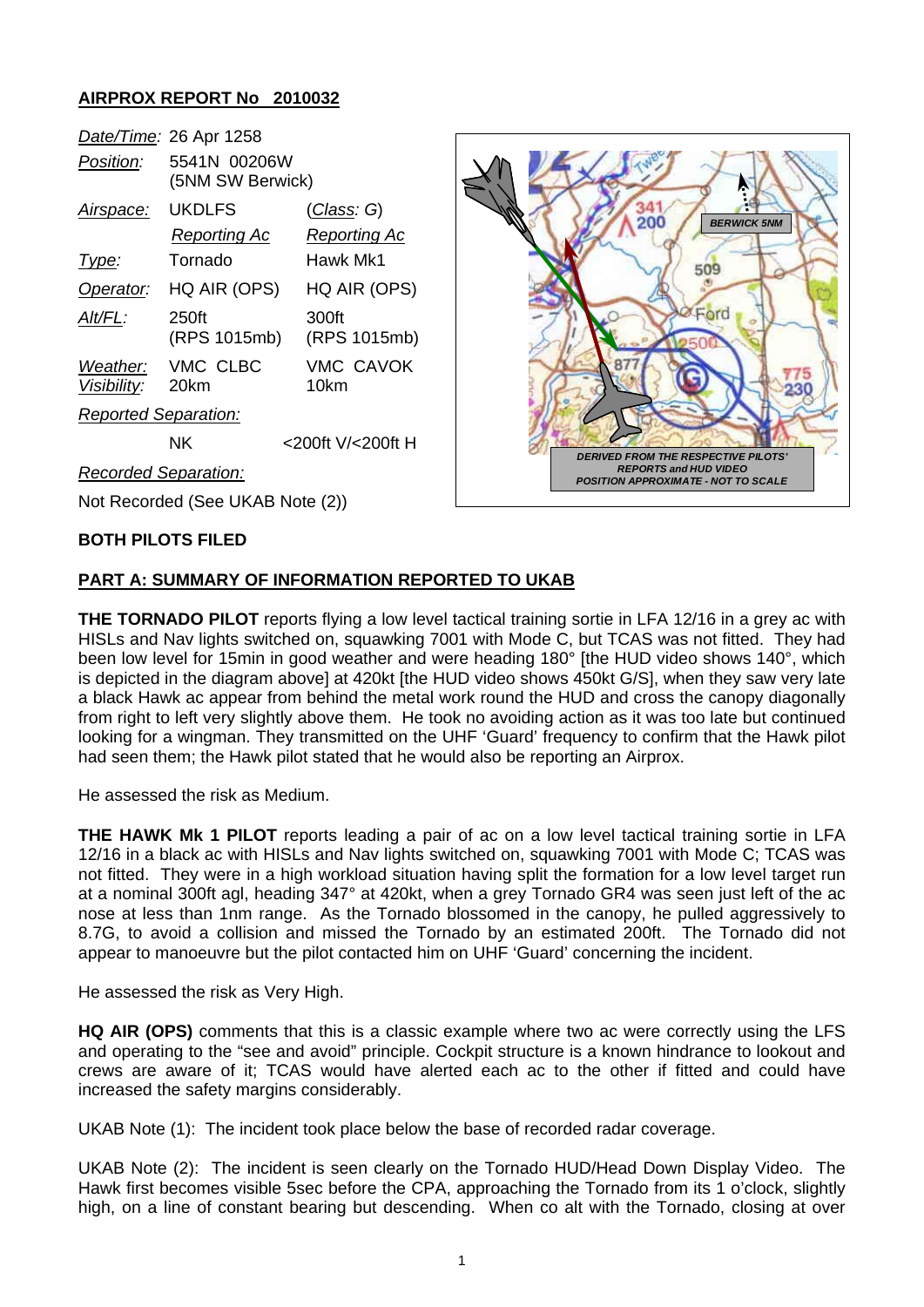**AIRPROX REPORT No 2010032**

| | | |
|---|---|---|
| *Date/Time:* | 26 Apr 1258 | |
| *Position:* | 5541N 00206W (5NM SW Berwick) | |
| *Airspace:* | UKDLFS | (*Class*: G) |
| | *Reporting Ac* | *Reporting Ac* |
| *Type:* | Tornado | Hawk Mk1 |
| *Operator:* | HQ AIR (OPS) | HQ AIR (OPS) |
| *Alt/FL:* | 250ft (RPS 1015mb) | 300ft (RPS 1015mb) |
| *Weather:* *Visibility:* | VMC CLBC 20km | VMC CAVOK 10km |
| *Reported Separation:* | | |
| | NK | <200ft V/<200ft H |
| *Recorded Separation:* | | |
| Not Recorded (See UKAB Note (2)) | | |

DERIVED FROM THE RESPECTIVE PILOTS' REPORTS and HUD VIDEO POSITION APPROXIMATE - NOT TO SCALE

**BOTH PILOTS FILED**

**PART A: SUMMARY OF INFORMATION REPORTED TO UKAB**

**THE TORNADO PILOT** reports flying a low level tactical training sortie in LFA 12/16 in a grey ac with HISLs and Nav lights switched on, squawking 7001 with Mode C, but TCAS was not fitted. They had been low level for 15min in good weather and were heading 180° [the HUD video shows 140°, which is depicted in the diagram above] at 420kt [the HUD video shows 450kt G/S], when they saw very late a black Hawk ac appear from behind the metal work round the HUD and cross the canopy diagonally from right to left very slightly above them. He took no avoiding action as it was too late but continued looking for a wingman. They transmitted on the UHF 'Guard' frequency to confirm that the Hawk pilot had seen them; the Hawk pilot stated that he would also be reporting an Airprox.

He assessed the risk as Medium.

**THE HAWK Mk 1 PILOT** reports leading a pair of ac on a low level tactical training sortie in LFA 12/16 in a black ac with HISLs and Nav lights switched on, squawking 7001 with Mode C; TCAS was not fitted. They were in a high workload situation having split the formation for a low level target run at a nominal 300ft agl, heading 347° at 420kt, when a grey Tornado GR4 was seen just left of the ac nose at less than 1nm range. As the Tornado blossomed in the canopy, he pulled aggressively to 8.7G, to avoid a collision and missed the Tornado by an estimated 200ft. The Tornado did not appear to manoeuvre but the pilot contacted him on UHF 'Guard' concerning the incident.

He assessed the risk as Very High.

**HQ AIR (OPS)** comments that this is a classic example where two ac were correctly using the LFS and operating to the "see and avoid" principle. Cockpit structure is a known hindrance to lookout and crews are aware of it; TCAS would have alerted each ac to the other if fitted and could have increased the safety margins considerably.

UKAB Note (1): The incident took place below the base of recorded radar coverage.

UKAB Note (2): The incident is seen clearly on the Tornado HUD/Head Down Display Video. The Hawk first becomes visible 5sec before the CPA, approaching the Tornado from its 1 o'clock, slightly high, on a line of constant bearing but descending. When co alt with the Tornado, closing at over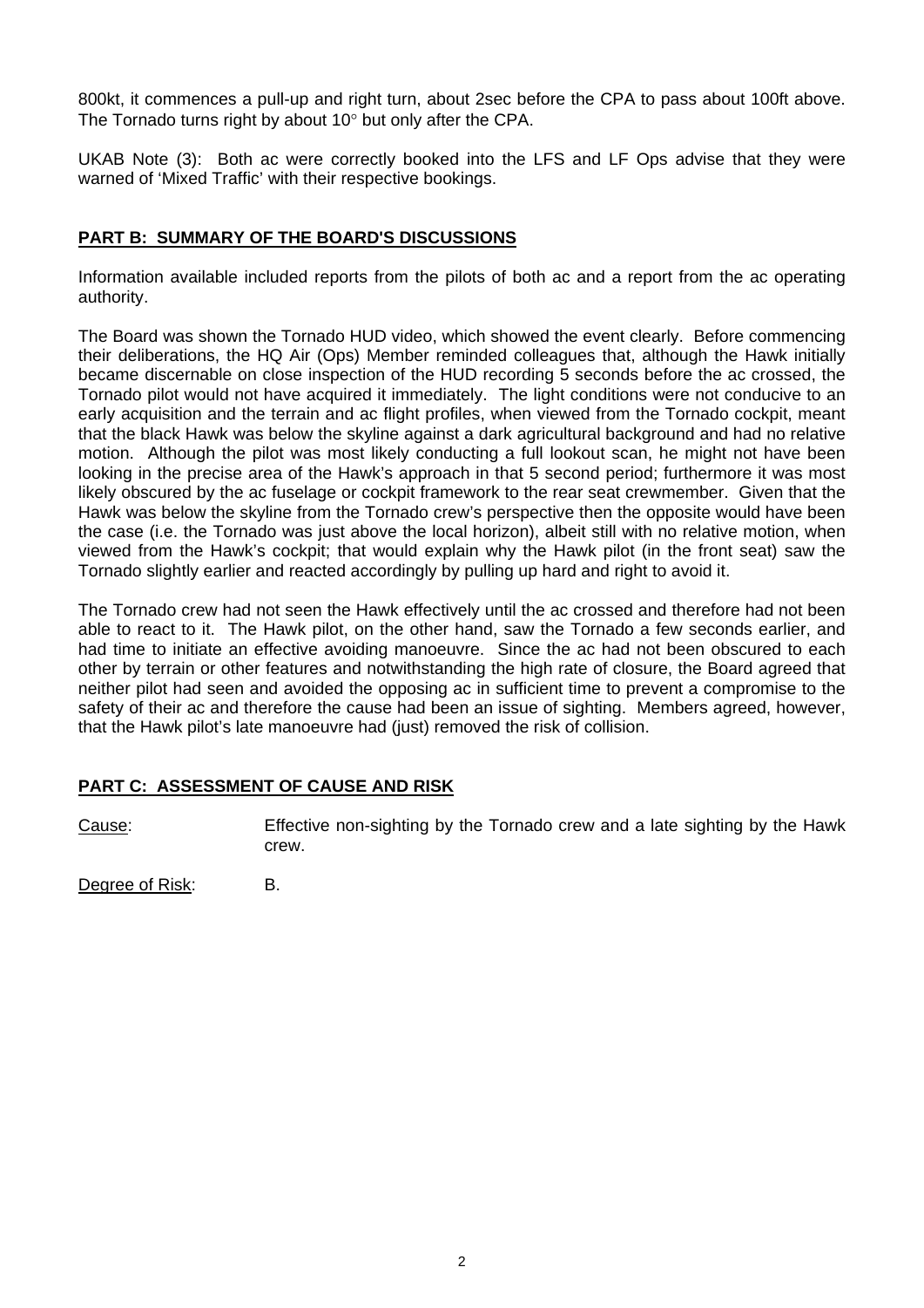800kt, it commences a pull-up and right turn, about 2sec before the CPA to pass about 100ft above. The Tornado turns right by about 10° but only after the CPA.

UKAB Note (3): Both ac were correctly booked into the LFS and LF Ops advise that they were warned of 'Mixed Traffic' with their respective bookings.

## PART B: SUMMARY OF THE BOARD'S DISCUSSIONS

Information available included reports from the pilots of both ac and a report from the ac operating authority.

The Board was shown the Tornado HUD video, which showed the event clearly. Before commencing their deliberations, the HQ Air (Ops) Member reminded colleagues that, although the Hawk initially became discernable on close inspection of the HUD recording 5 seconds before the ac crossed, the Tornado pilot would not have acquired it immediately. The light conditions were not conducive to an early acquisition and the terrain and ac flight profiles, when viewed from the Tornado cockpit, meant that the black Hawk was below the skyline against a dark agricultural background and had no relative motion. Although the pilot was most likely conducting a full lookout scan, he might not have been looking in the precise area of the Hawk's approach in that 5 second period; furthermore it was most likely obscured by the ac fuselage or cockpit framework to the rear seat crewmember. Given that the Hawk was below the skyline from the Tornado crew's perspective then the opposite would have been the case (i.e. the Tornado was just above the local horizon), albeit still with no relative motion, when viewed from the Hawk's cockpit; that would explain why the Hawk pilot (in the front seat) saw the Tornado slightly earlier and reacted accordingly by pulling up hard and right to avoid it.

The Tornado crew had not seen the Hawk effectively until the ac crossed and therefore had not been able to react to it. The Hawk pilot, on the other hand, saw the Tornado a few seconds earlier, and had time to initiate an effective avoiding manoeuvre. Since the ac had not been obscured to each other by terrain or other features and notwithstanding the high rate of closure, the Board agreed that neither pilot had seen and avoided the opposing ac in sufficient time to prevent a compromise to the safety of their ac and therefore the cause had been an issue of sighting. Members agreed, however, that the Hawk pilot's late manoeuvre had (just) removed the risk of collision.

## PART C: ASSESSMENT OF CAUSE AND RISK

Cause: Effective non-sighting by the Tornado crew and a late sighting by the Hawk crew.

Degree of Risk: B.